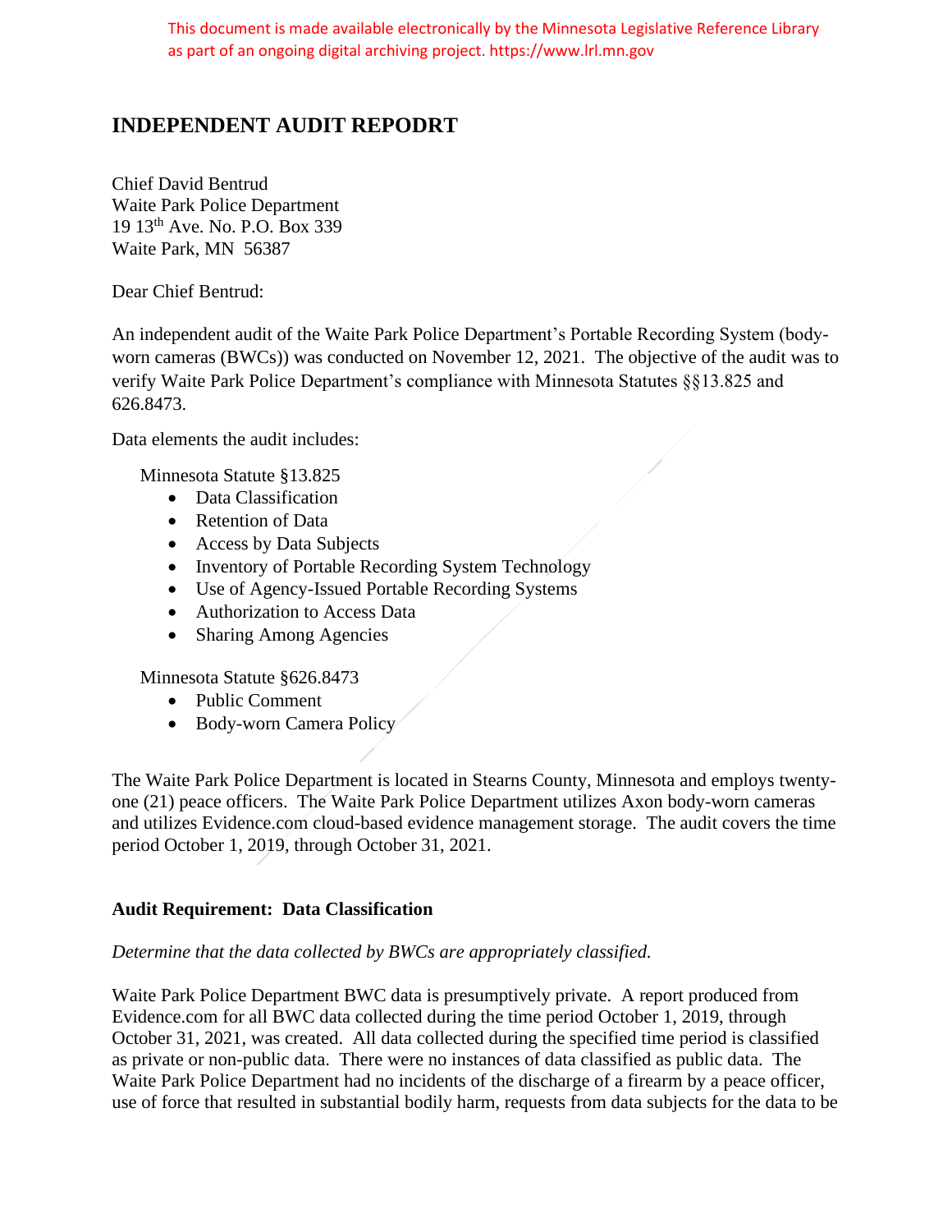This document is made available electronically by the Minnesota Legislative Reference Library as part of an ongoing digital archiving project. https://www.lrl.mn.gov

# INDEPENDENT AUDIT REPODRT

Chief David Bentrud
Waite Park Police Department
19 13th Ave. No. P.O. Box 339
Waite Park, MN 56387

Dear Chief Bentrud:

An independent audit of the Waite Park Police Department's Portable Recording System (body-worn cameras (BWCs)) was conducted on November 12, 2021. The objective of the audit was to verify Waite Park Police Department's compliance with Minnesota Statutes §§13.825 and 626.8473.

Data elements the audit includes:

Minnesota Statute §13.825

- Data Classification
- Retention of Data
- Access by Data Subjects
- Inventory of Portable Recording System Technology
- Use of Agency-Issued Portable Recording Systems
- Authorization to Access Data
- Sharing Among Agencies

Minnesota Statute §626.8473

- Public Comment
- Body-worn Camera Policy

The Waite Park Police Department is located in Stearns County, Minnesota and employs twenty-one (21) peace officers. The Waite Park Police Department utilizes Axon body-worn cameras and utilizes Evidence.com cloud-based evidence management storage. The audit covers the time period October 1, 2019, through October 31, 2021.

### Audit Requirement: Data Classification

*Determine that the data collected by BWCs are appropriately classified.*

Waite Park Police Department BWC data is presumptively private. A report produced from Evidence.com for all BWC data collected during the time period October 1, 2019, through October 31, 2021, was created. All data collected during the specified time period is classified as private or non-public data. There were no instances of data classified as public data. The Waite Park Police Department had no incidents of the discharge of a firearm by a peace officer, use of force that resulted in substantial bodily harm, requests from data subjects for the data to be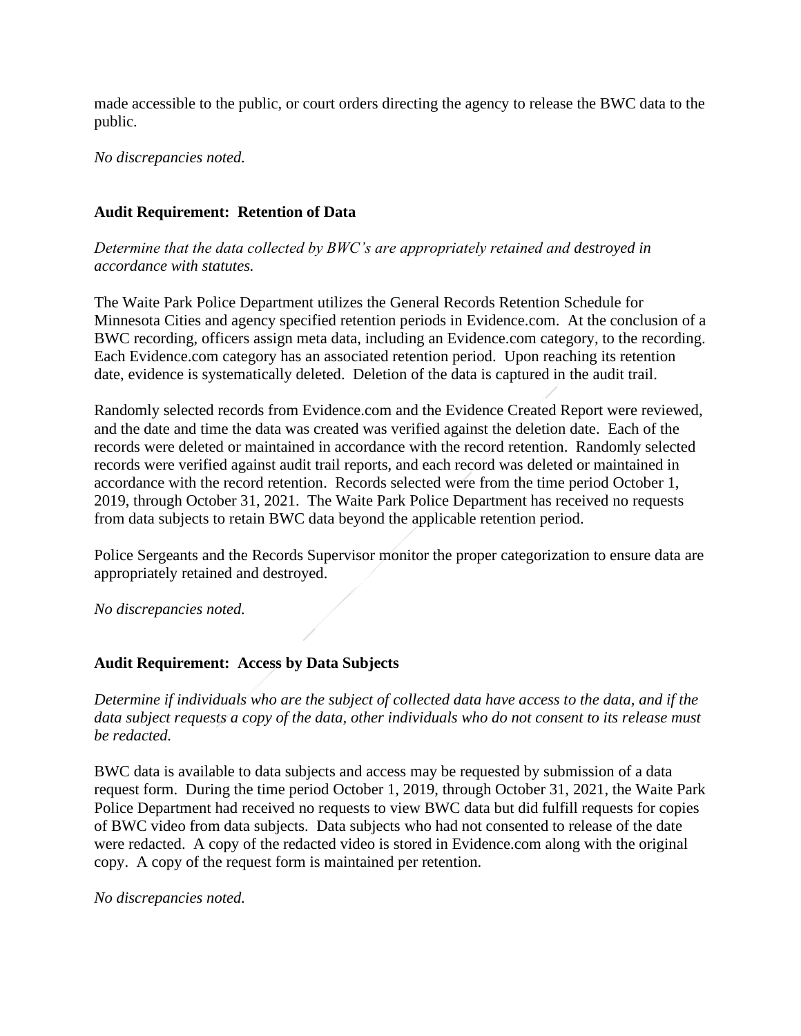made accessible to the public, or court orders directing the agency to release the BWC data to the public.

*No discrepancies noted.*

**Audit Requirement: Retention of Data**

*Determine that the data collected by BWC's are appropriately retained and destroyed in accordance with statutes.*

The Waite Park Police Department utilizes the General Records Retention Schedule for Minnesota Cities and agency specified retention periods in Evidence.com. At the conclusion of a BWC recording, officers assign meta data, including an Evidence.com category, to the recording. Each Evidence.com category has an associated retention period. Upon reaching its retention date, evidence is systematically deleted. Deletion of the data is captured in the audit trail.

Randomly selected records from Evidence.com and the Evidence Created Report were reviewed, and the date and time the data was created was verified against the deletion date. Each of the records were deleted or maintained in accordance with the record retention. Randomly selected records were verified against audit trail reports, and each record was deleted or maintained in accordance with the record retention. Records selected were from the time period October 1, 2019, through October 31, 2021. The Waite Park Police Department has received no requests from data subjects to retain BWC data beyond the applicable retention period.

Police Sergeants and the Records Supervisor monitor the proper categorization to ensure data are appropriately retained and destroyed.

*No discrepancies noted.*

**Audit Requirement: Access by Data Subjects**

*Determine if individuals who are the subject of collected data have access to the data, and if the data subject requests a copy of the data, other individuals who do not consent to its release must be redacted.*

BWC data is available to data subjects and access may be requested by submission of a data request form. During the time period October 1, 2019, through October 31, 2021, the Waite Park Police Department had received no requests to view BWC data but did fulfill requests for copies of BWC video from data subjects. Data subjects who had not consented to release of the date were redacted. A copy of the redacted video is stored in Evidence.com along with the original copy. A copy of the request form is maintained per retention.

*No discrepancies noted.*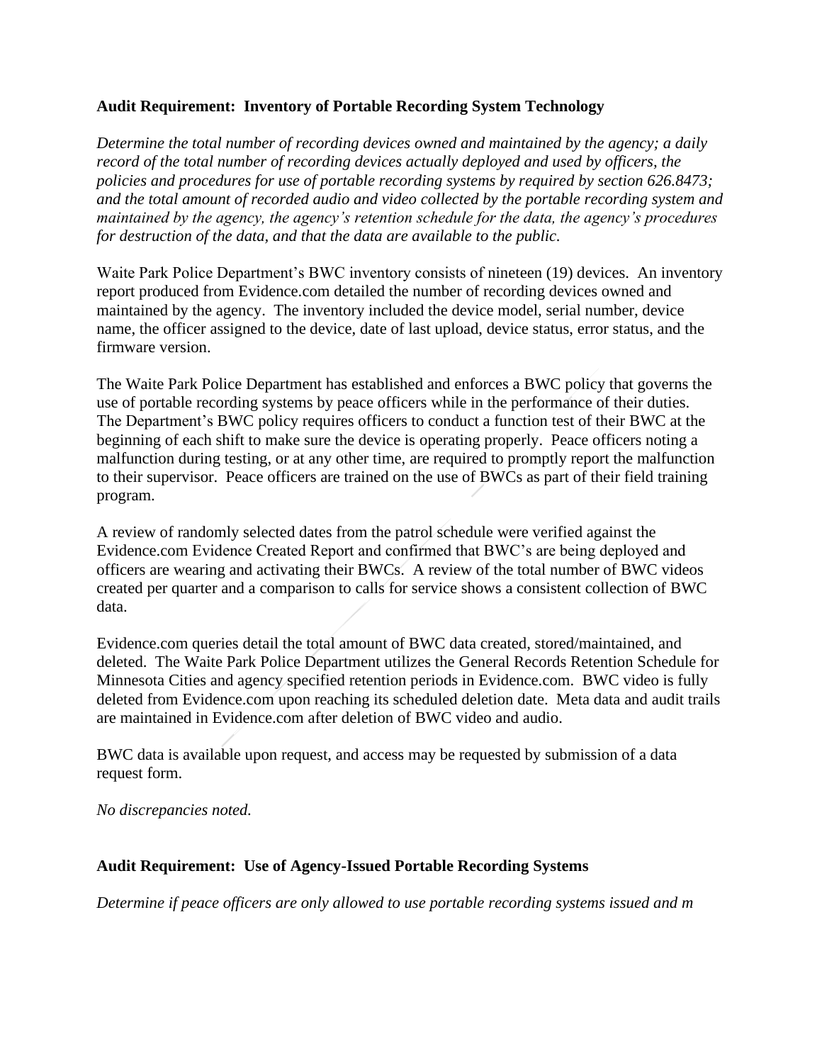**Audit Requirement: Inventory of Portable Recording System Technology**

*Determine the total number of recording devices owned and maintained by the agency; a daily record of the total number of recording devices actually deployed and used by officers, the policies and procedures for use of portable recording systems by required by section 626.8473; and the total amount of recorded audio and video collected by the portable recording system and maintained by the agency, the agency's retention schedule for the data, the agency's procedures for destruction of the data, and that the data are available to the public.*

Waite Park Police Department's BWC inventory consists of nineteen (19) devices. An inventory report produced from Evidence.com detailed the number of recording devices owned and maintained by the agency. The inventory included the device model, serial number, device name, the officer assigned to the device, date of last upload, device status, error status, and the firmware version.

The Waite Park Police Department has established and enforces a BWC policy that governs the use of portable recording systems by peace officers while in the performance of their duties. The Department's BWC policy requires officers to conduct a function test of their BWC at the beginning of each shift to make sure the device is operating properly. Peace officers noting a malfunction during testing, or at any other time, are required to promptly report the malfunction to their supervisor. Peace officers are trained on the use of BWCs as part of their field training program.

A review of randomly selected dates from the patrol schedule were verified against the Evidence.com Evidence Created Report and confirmed that BWC's are being deployed and officers are wearing and activating their BWCs. A review of the total number of BWC videos created per quarter and a comparison to calls for service shows a consistent collection of BWC data.

Evidence.com queries detail the total amount of BWC data created, stored/maintained, and deleted. The Waite Park Police Department utilizes the General Records Retention Schedule for Minnesota Cities and agency specified retention periods in Evidence.com. BWC video is fully deleted from Evidence.com upon reaching its scheduled deletion date. Meta data and audit trails are maintained in Evidence.com after deletion of BWC video and audio.

BWC data is available upon request, and access may be requested by submission of a data request form.

*No discrepancies noted.*

**Audit Requirement: Use of Agency-Issued Portable Recording Systems**

*Determine if peace officers are only allowed to use portable recording systems issued and m*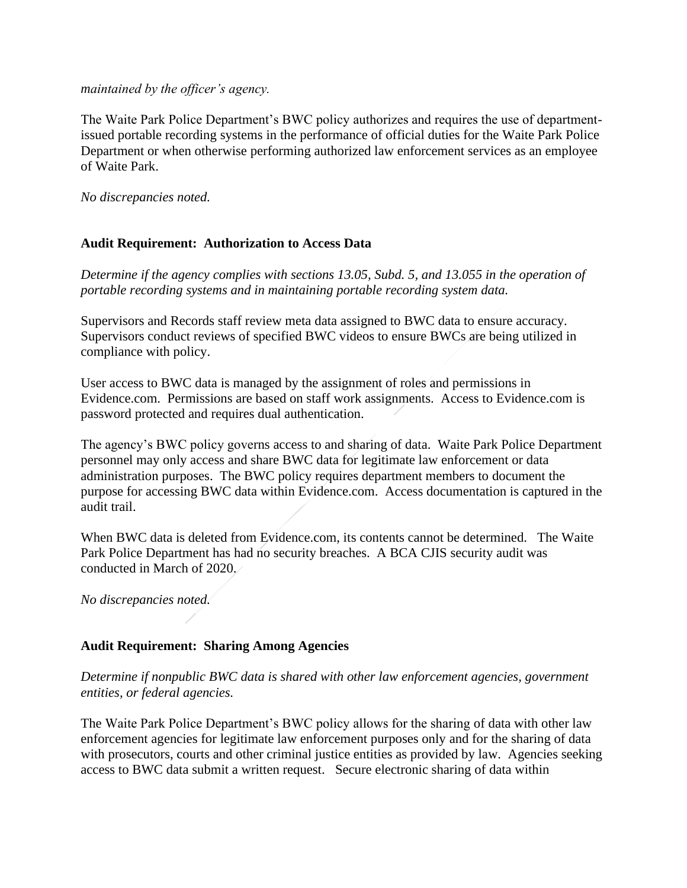*maintained by the officer's agency.*

The Waite Park Police Department's BWC policy authorizes and requires the use of department-issued portable recording systems in the performance of official duties for the Waite Park Police Department or when otherwise performing authorized law enforcement services as an employee of Waite Park.

*No discrepancies noted.*

**Audit Requirement: Authorization to Access Data**

*Determine if the agency complies with sections 13.05, Subd. 5, and 13.055 in the operation of portable recording systems and in maintaining portable recording system data.*

Supervisors and Records staff review meta data assigned to BWC data to ensure accuracy. Supervisors conduct reviews of specified BWC videos to ensure BWCs are being utilized in compliance with policy.

User access to BWC data is managed by the assignment of roles and permissions in Evidence.com. Permissions are based on staff work assignments. Access to Evidence.com is password protected and requires dual authentication.

The agency's BWC policy governs access to and sharing of data. Waite Park Police Department personnel may only access and share BWC data for legitimate law enforcement or data administration purposes. The BWC policy requires department members to document the purpose for accessing BWC data within Evidence.com. Access documentation is captured in the audit trail.

When BWC data is deleted from Evidence.com, its contents cannot be determined. The Waite Park Police Department has had no security breaches. A BCA CJIS security audit was conducted in March of 2020.

*No discrepancies noted.*

**Audit Requirement: Sharing Among Agencies**

*Determine if nonpublic BWC data is shared with other law enforcement agencies, government entities, or federal agencies.*

The Waite Park Police Department's BWC policy allows for the sharing of data with other law enforcement agencies for legitimate law enforcement purposes only and for the sharing of data with prosecutors, courts and other criminal justice entities as provided by law. Agencies seeking access to BWC data submit a written request. Secure electronic sharing of data within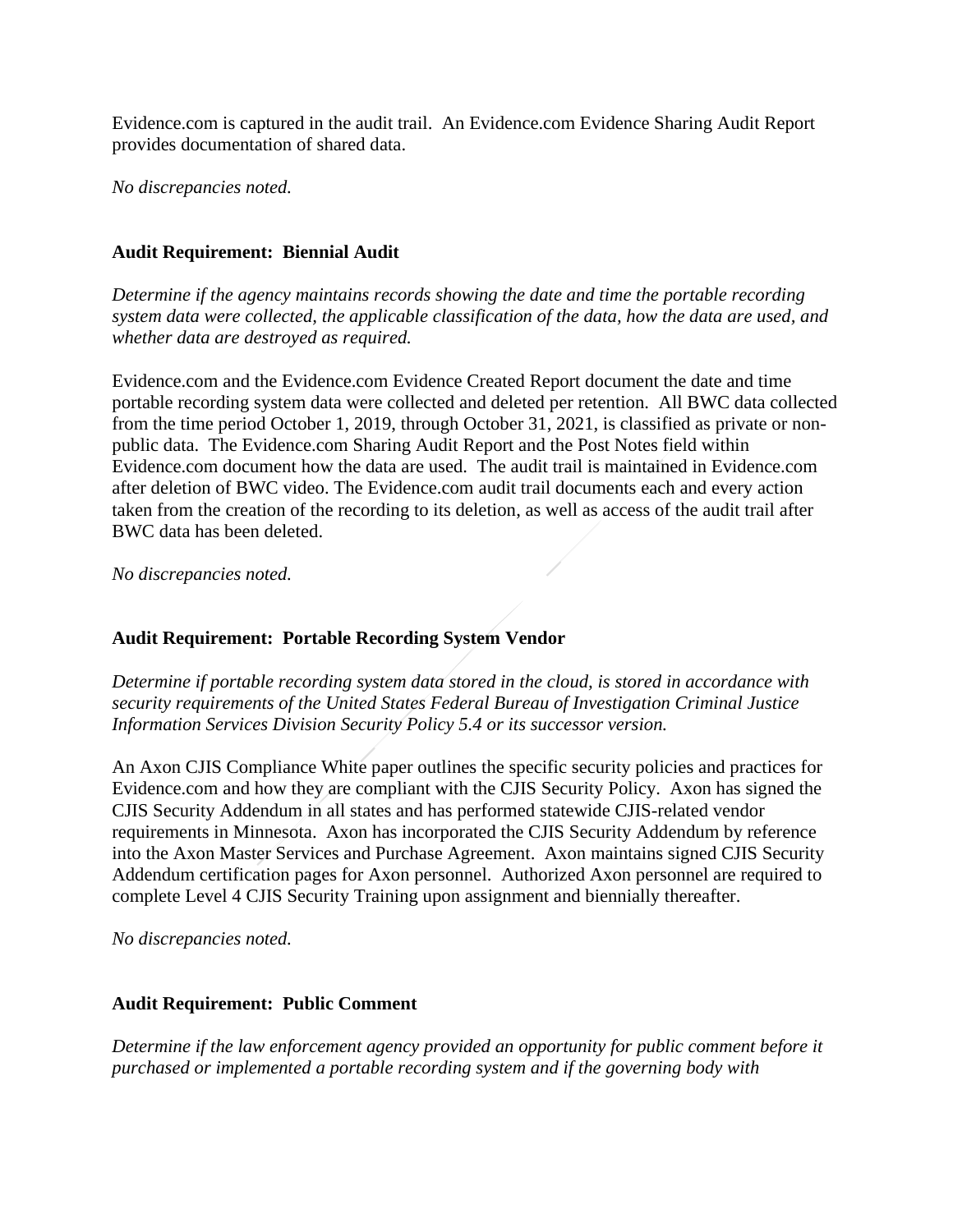Evidence.com is captured in the audit trail. An Evidence.com Evidence Sharing Audit Report provides documentation of shared data.

*No discrepancies noted.*

**Audit Requirement: Biennial Audit**

*Determine if the agency maintains records showing the date and time the portable recording system data were collected, the applicable classification of the data, how the data are used, and whether data are destroyed as required.*

Evidence.com and the Evidence.com Evidence Created Report document the date and time portable recording system data were collected and deleted per retention. All BWC data collected from the time period October 1, 2019, through October 31, 2021, is classified as private or non-public data. The Evidence.com Sharing Audit Report and the Post Notes field within Evidence.com document how the data are used. The audit trail is maintained in Evidence.com after deletion of BWC video. The Evidence.com audit trail documents each and every action taken from the creation of the recording to its deletion, as well as access of the audit trail after BWC data has been deleted.

*No discrepancies noted.*

**Audit Requirement: Portable Recording System Vendor**

*Determine if portable recording system data stored in the cloud, is stored in accordance with security requirements of the United States Federal Bureau of Investigation Criminal Justice Information Services Division Security Policy 5.4 or its successor version.*

An Axon CJIS Compliance White paper outlines the specific security policies and practices for Evidence.com and how they are compliant with the CJIS Security Policy. Axon has signed the CJIS Security Addendum in all states and has performed statewide CJIS-related vendor requirements in Minnesota. Axon has incorporated the CJIS Security Addendum by reference into the Axon Master Services and Purchase Agreement. Axon maintains signed CJIS Security Addendum certification pages for Axon personnel. Authorized Axon personnel are required to complete Level 4 CJIS Security Training upon assignment and biennially thereafter.

*No discrepancies noted.*

**Audit Requirement: Public Comment**

*Determine if the law enforcement agency provided an opportunity for public comment before it purchased or implemented a portable recording system and if the governing body with*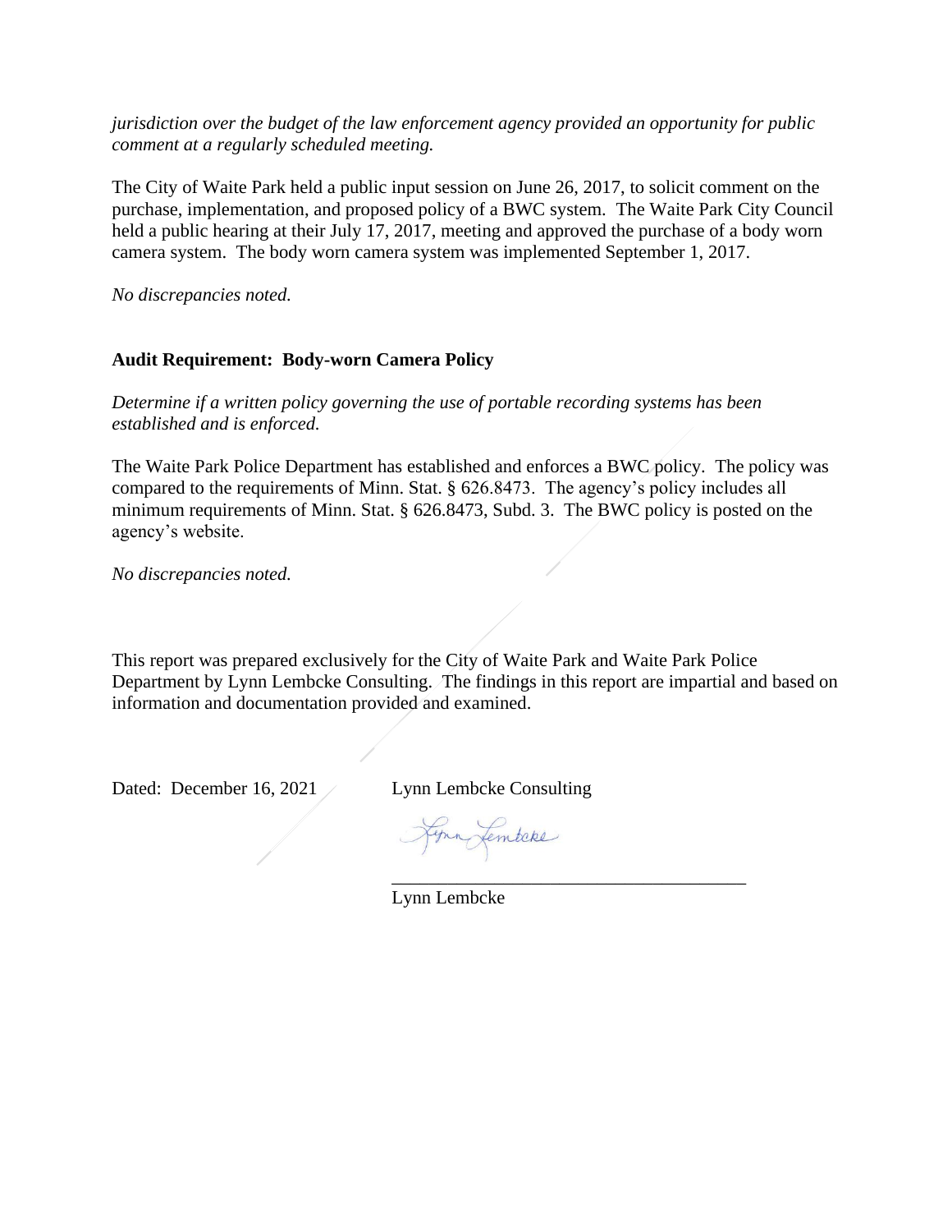*jurisdiction over the budget of the law enforcement agency provided an opportunity for public comment at a regularly scheduled meeting.*

The City of Waite Park held a public input session on June 26, 2017, to solicit comment on the purchase, implementation, and proposed policy of a BWC system. The Waite Park City Council held a public hearing at their July 17, 2017, meeting and approved the purchase of a body worn camera system. The body worn camera system was implemented September 1, 2017.

*No discrepancies noted.*

**Audit Requirement: Body-worn Camera Policy**

*Determine if a written policy governing the use of portable recording systems has been established and is enforced.*

The Waite Park Police Department has established and enforces a BWC policy. The policy was compared to the requirements of Minn. Stat. § 626.8473. The agency's policy includes all minimum requirements of Minn. Stat. § 626.8473, Subd. 3. The BWC policy is posted on the agency's website.

*No discrepancies noted.*

This report was prepared exclusively for the City of Waite Park and Waite Park Police Department by Lynn Lembcke Consulting. The findings in this report are impartial and based on information and documentation provided and examined.

Dated: December 16, 2021

Lynn Lembcke Consulting

Lynn Lembcke

_______________________________________

Lynn Lembcke